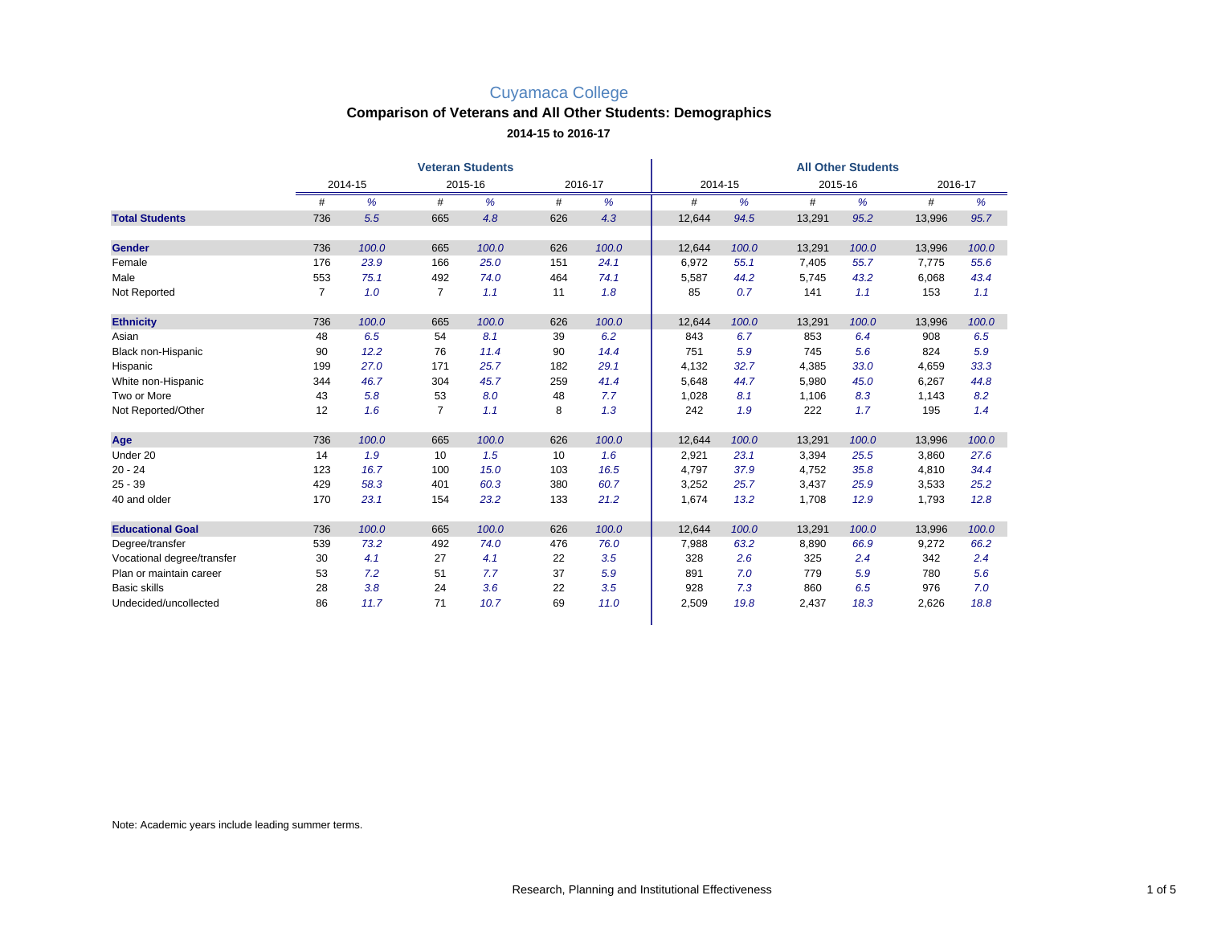# Cuyamaca College

## Comparison of Veterans and All Other Students: Demographics

**2014-15 to 2016-17**

| | Veteran Students | | | | | | All Other Students | | | | | |
|---|---|---|---|---|---|---|---|---|---|---|---|---|
| | 2014-15 | | 2015-16 | | 2016-17 | | 2014-15 | | 2015-16 | | 2016-17 | |
| | # | % | # | % | # | % | # | % | # | % | # | % |
| **Total Students** | 736 | 5.5 | 665 | 4.8 | 626 | 4.3 | 12,644 | 94.5 | 13,291 | 95.2 | 13,996 | 95.7 |
| **Gender** | 736 | 100.0 | 665 | 100.0 | 626 | 100.0 | 12,644 | 100.0 | 13,291 | 100.0 | 13,996 | 100.0 |
| Female | 176 | 23.9 | 166 | 25.0 | 151 | 24.1 | 6,972 | 55.1 | 7,405 | 55.7 | 7,775 | 55.6 |
| Male | 553 | 75.1 | 492 | 74.0 | 464 | 74.1 | 5,587 | 44.2 | 5,745 | 43.2 | 6,068 | 43.4 |
| Not Reported | 7 | 1.0 | 7 | 1.1 | 11 | 1.8 | 85 | 0.7 | 141 | 1.1 | 153 | 1.1 |
| **Ethnicity** | 736 | 100.0 | 665 | 100.0 | 626 | 100.0 | 12,644 | 100.0 | 13,291 | 100.0 | 13,996 | 100.0 |
| Asian | 48 | 6.5 | 54 | 8.1 | 39 | 6.2 | 843 | 6.7 | 853 | 6.4 | 908 | 6.5 |
| Black non-Hispanic | 90 | 12.2 | 76 | 11.4 | 90 | 14.4 | 751 | 5.9 | 745 | 5.6 | 824 | 5.9 |
| Hispanic | 199 | 27.0 | 171 | 25.7 | 182 | 29.1 | 4,132 | 32.7 | 4,385 | 33.0 | 4,659 | 33.3 |
| White non-Hispanic | 344 | 46.7 | 304 | 45.7 | 259 | 41.4 | 5,648 | 44.7 | 5,980 | 45.0 | 6,267 | 44.8 |
| Two or More | 43 | 5.8 | 53 | 8.0 | 48 | 7.7 | 1,028 | 8.1 | 1,106 | 8.3 | 1,143 | 8.2 |
| Not Reported/Other | 12 | 1.6 | 7 | 1.1 | 8 | 1.3 | 242 | 1.9 | 222 | 1.7 | 195 | 1.4 |
| **Age** | 736 | 100.0 | 665 | 100.0 | 626 | 100.0 | 12,644 | 100.0 | 13,291 | 100.0 | 13,996 | 100.0 |
| Under 20 | 14 | 1.9 | 10 | 1.5 | 10 | 1.6 | 2,921 | 23.1 | 3,394 | 25.5 | 3,860 | 27.6 |
| 20 - 24 | 123 | 16.7 | 100 | 15.0 | 103 | 16.5 | 4,797 | 37.9 | 4,752 | 35.8 | 4,810 | 34.4 |
| 25 - 39 | 429 | 58.3 | 401 | 60.3 | 380 | 60.7 | 3,252 | 25.7 | 3,437 | 25.9 | 3,533 | 25.2 |
| 40 and older | 170 | 23.1 | 154 | 23.2 | 133 | 21.2 | 1,674 | 13.2 | 1,708 | 12.9 | 1,793 | 12.8 |
| **Educational Goal** | 736 | 100.0 | 665 | 100.0 | 626 | 100.0 | 12,644 | 100.0 | 13,291 | 100.0 | 13,996 | 100.0 |
| Degree/transfer | 539 | 73.2 | 492 | 74.0 | 476 | 76.0 | 7,988 | 63.2 | 8,890 | 66.9 | 9,272 | 66.2 |
| Vocational degree/transfer | 30 | 4.1 | 27 | 4.1 | 22 | 3.5 | 328 | 2.6 | 325 | 2.4 | 342 | 2.4 |
| Plan or maintain career | 53 | 7.2 | 51 | 7.7 | 37 | 5.9 | 891 | 7.0 | 779 | 5.9 | 780 | 5.6 |
| Basic skills | 28 | 3.8 | 24 | 3.6 | 22 | 3.5 | 928 | 7.3 | 860 | 6.5 | 976 | 7.0 |
| Undecided/uncollected | 86 | 11.7 | 71 | 10.7 | 69 | 11.0 | 2,509 | 19.8 | 2,437 | 18.3 | 2,626 | 18.8 |

Note: Academic years include leading summer terms.

Research, Planning and Institutional Effectiveness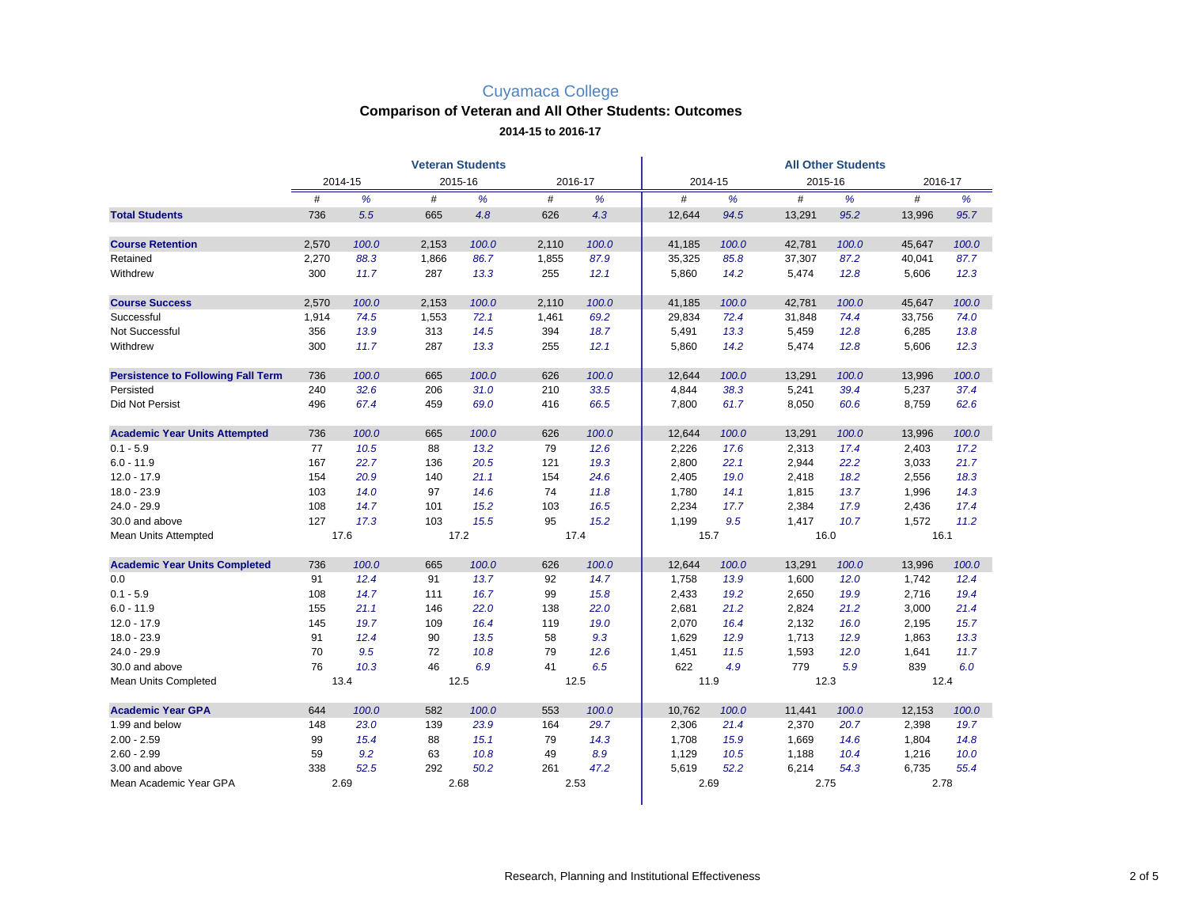# Cuyamaca College

## Comparison of Veteran and All Other Students: Outcomes

**2014-15 to 2016-17**

| | Veteran Students | | | | | | All Other Students | | | | | |
|---|---|---|---|---|---|---|---|---|---|---|---|---|
| | 2014-15 | | 2015-16 | | 2016-17 | | 2014-15 | | 2015-16 | | 2016-17 | |
| | # | % | # | % | # | % | # | % | # | % | # | % |
| **Total Students** | 736 | 5.5 | 665 | 4.8 | 626 | 4.3 | 12,644 | 94.5 | 13,291 | 95.2 | 13,996 | 95.7 |
| **Course Retention** | 2,570 | 100.0 | 2,153 | 100.0 | 2,110 | 100.0 | 41,185 | 100.0 | 42,781 | 100.0 | 45,647 | 100.0 |
| Retained | 2,270 | 88.3 | 1,866 | 86.7 | 1,855 | 87.9 | 35,325 | 85.8 | 37,307 | 87.2 | 40,041 | 87.7 |
| Withdrew | 300 | 11.7 | 287 | 13.3 | 255 | 12.1 | 5,860 | 14.2 | 5,474 | 12.8 | 5,606 | 12.3 |
| **Course Success** | 2,570 | 100.0 | 2,153 | 100.0 | 2,110 | 100.0 | 41,185 | 100.0 | 42,781 | 100.0 | 45,647 | 100.0 |
| Successful | 1,914 | 74.5 | 1,553 | 72.1 | 1,461 | 69.2 | 29,834 | 72.4 | 31,848 | 74.4 | 33,756 | 74.0 |
| Not Successful | 356 | 13.9 | 313 | 14.5 | 394 | 18.7 | 5,491 | 13.3 | 5,459 | 12.8 | 6,285 | 13.8 |
| Withdrew | 300 | 11.7 | 287 | 13.3 | 255 | 12.1 | 5,860 | 14.2 | 5,474 | 12.8 | 5,606 | 12.3 |
| **Persistence to Following Fall Term** | 736 | 100.0 | 665 | 100.0 | 626 | 100.0 | 12,644 | 100.0 | 13,291 | 100.0 | 13,996 | 100.0 |
| Persisted | 240 | 32.6 | 206 | 31.0 | 210 | 33.5 | 4,844 | 38.3 | 5,241 | 39.4 | 5,237 | 37.4 |
| Did Not Persist | 496 | 67.4 | 459 | 69.0 | 416 | 66.5 | 7,800 | 61.7 | 8,050 | 60.6 | 8,759 | 62.6 |
| **Academic Year Units Attempted** | 736 | 100.0 | 665 | 100.0 | 626 | 100.0 | 12,644 | 100.0 | 13,291 | 100.0 | 13,996 | 100.0 |
| 0.1 - 5.9 | 77 | 10.5 | 88 | 13.2 | 79 | 12.6 | 2,226 | 17.6 | 2,313 | 17.4 | 2,403 | 17.2 |
| 6.0 - 11.9 | 167 | 22.7 | 136 | 20.5 | 121 | 19.3 | 2,800 | 22.1 | 2,944 | 22.2 | 3,033 | 21.7 |
| 12.0 - 17.9 | 154 | 20.9 | 140 | 21.1 | 154 | 24.6 | 2,405 | 19.0 | 2,418 | 18.2 | 2,556 | 18.3 |
| 18.0 - 23.9 | 103 | 14.0 | 97 | 14.6 | 74 | 11.8 | 1,780 | 14.1 | 1,815 | 13.7 | 1,996 | 14.3 |
| 24.0 - 29.9 | 108 | 14.7 | 101 | 15.2 | 103 | 16.5 | 2,234 | 17.7 | 2,384 | 17.9 | 2,436 | 17.4 |
| 30.0 and above | 127 | 17.3 | 103 | 15.5 | 95 | 15.2 | 1,199 | 9.5 | 1,417 | 10.7 | 1,572 | 11.2 |
| Mean Units Attempted | 17.6 | | 17.2 | | 17.4 | | 15.7 | | 16.0 | | 16.1 | |
| **Academic Year Units Completed** | 736 | 100.0 | 665 | 100.0 | 626 | 100.0 | 12,644 | 100.0 | 13,291 | 100.0 | 13,996 | 100.0 |
| 0.0 | 91 | 12.4 | 91 | 13.7 | 92 | 14.7 | 1,758 | 13.9 | 1,600 | 12.0 | 1,742 | 12.4 |
| 0.1 - 5.9 | 108 | 14.7 | 111 | 16.7 | 99 | 15.8 | 2,433 | 19.2 | 2,650 | 19.9 | 2,716 | 19.4 |
| 6.0 - 11.9 | 155 | 21.1 | 146 | 22.0 | 138 | 22.0 | 2,681 | 21.2 | 2,824 | 21.2 | 3,000 | 21.4 |
| 12.0 - 17.9 | 145 | 19.7 | 109 | 16.4 | 119 | 19.0 | 2,070 | 16.4 | 2,132 | 16.0 | 2,195 | 15.7 |
| 18.0 - 23.9 | 91 | 12.4 | 90 | 13.5 | 58 | 9.3 | 1,629 | 12.9 | 1,713 | 12.9 | 1,863 | 13.3 |
| 24.0 - 29.9 | 70 | 9.5 | 72 | 10.8 | 79 | 12.6 | 1,451 | 11.5 | 1,593 | 12.0 | 1,641 | 11.7 |
| 30.0 and above | 76 | 10.3 | 46 | 6.9 | 41 | 6.5 | 622 | 4.9 | 779 | 5.9 | 839 | 6.0 |
| Mean Units Completed | 13.4 | | 12.5 | | 12.5 | | 11.9 | | 12.3 | | 12.4 | |
| **Academic Year GPA** | 644 | 100.0 | 582 | 100.0 | 553 | 100.0 | 10,762 | 100.0 | 11,441 | 100.0 | 12,153 | 100.0 |
| 1.99 and below | 148 | 23.0 | 139 | 23.9 | 164 | 29.7 | 2,306 | 21.4 | 2,370 | 20.7 | 2,398 | 19.7 |
| 2.00 - 2.59 | 99 | 15.4 | 88 | 15.1 | 79 | 14.3 | 1,708 | 15.9 | 1,669 | 14.6 | 1,804 | 14.8 |
| 2.60 - 2.99 | 59 | 9.2 | 63 | 10.8 | 49 | 8.9 | 1,129 | 10.5 | 1,188 | 10.4 | 1,216 | 10.0 |
| 3.00 and above | 338 | 52.5 | 292 | 50.2 | 261 | 47.2 | 5,619 | 52.2 | 6,214 | 54.3 | 6,735 | 55.4 |
| Mean Academic Year GPA | 2.69 | | 2.68 | | 2.53 | | 2.69 | | 2.75 | | 2.78 | |

Research, Planning and Institutional Effectiveness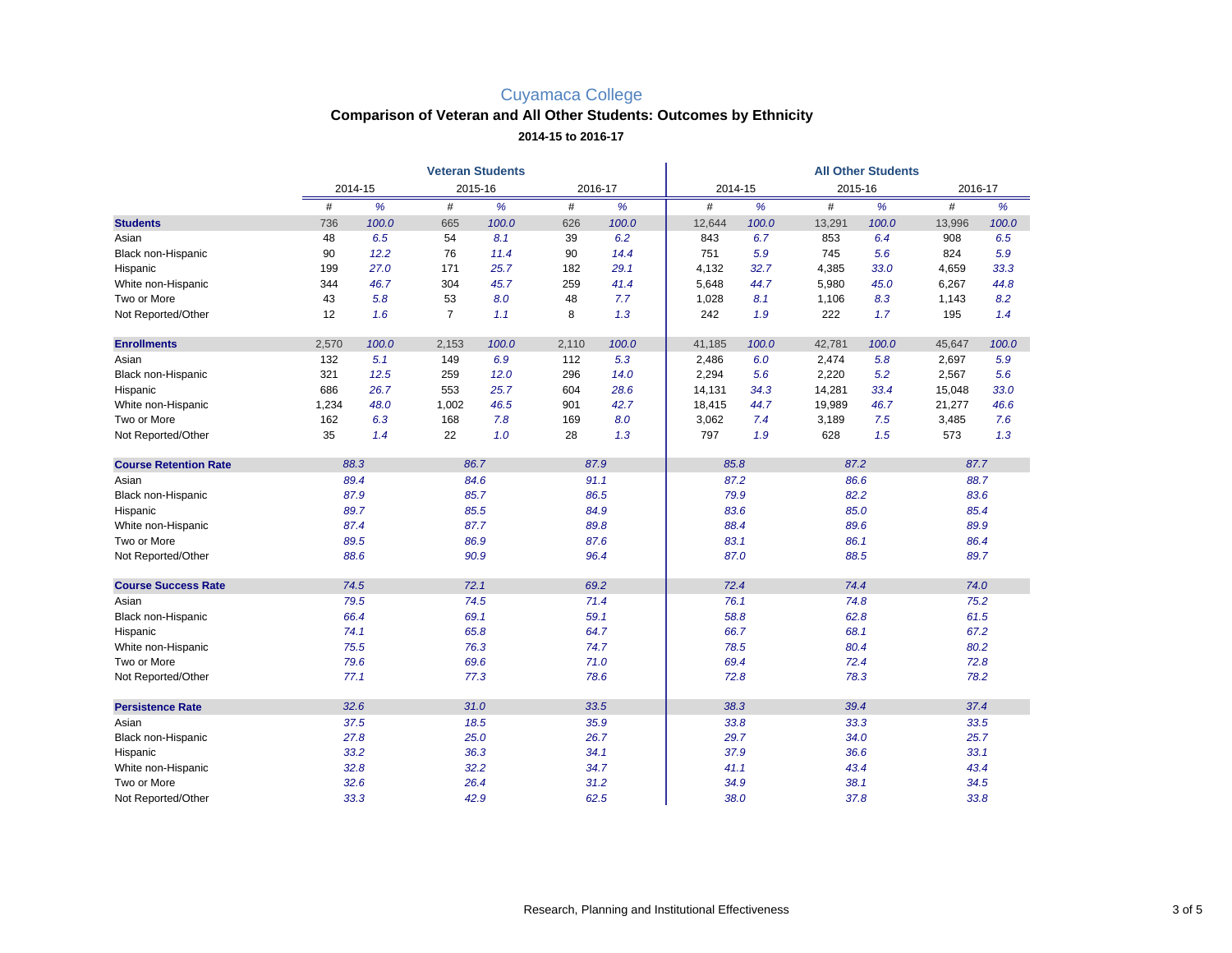# Cuyamaca College

## Comparison of Veteran and All Other Students: Outcomes by Ethnicity

### 2014-15 to 2016-17

| | Veteran Students | | | | | | All Other Students | | | | | |
|---|---|---|---|---|---|---|---|---|---|---|---|---|
| | 2014-15 | | 2015-16 | | 2016-17 | | 2014-15 | | 2015-16 | | 2016-17 | |
| | # | % | # | % | # | % | # | % | # | % | # | % |
| **Students** | 736 | 100.0 | 665 | 100.0 | 626 | 100.0 | 12,644 | 100.0 | 13,291 | 100.0 | 13,996 | 100.0 |
| Asian | 48 | 6.5 | 54 | 8.1 | 39 | 6.2 | 843 | 6.7 | 853 | 6.4 | 908 | 6.5 |
| Black non-Hispanic | 90 | 12.2 | 76 | 11.4 | 90 | 14.4 | 751 | 5.9 | 745 | 5.6 | 824 | 5.9 |
| Hispanic | 199 | 27.0 | 171 | 25.7 | 182 | 29.1 | 4,132 | 32.7 | 4,385 | 33.0 | 4,659 | 33.3 |
| White non-Hispanic | 344 | 46.7 | 304 | 45.7 | 259 | 41.4 | 5,648 | 44.7 | 5,980 | 45.0 | 6,267 | 44.8 |
| Two or More | 43 | 5.8 | 53 | 8.0 | 48 | 7.7 | 1,028 | 8.1 | 1,106 | 8.3 | 1,143 | 8.2 |
| Not Reported/Other | 12 | 1.6 | 7 | 1.1 | 8 | 1.3 | 242 | 1.9 | 222 | 1.7 | 195 | 1.4 |
| **Enrollments** | 2,570 | 100.0 | 2,153 | 100.0 | 2,110 | 100.0 | 41,185 | 100.0 | 42,781 | 100.0 | 45,647 | 100.0 |
| Asian | 132 | 5.1 | 149 | 6.9 | 112 | 5.3 | 2,486 | 6.0 | 2,474 | 5.8 | 2,697 | 5.9 |
| Black non-Hispanic | 321 | 12.5 | 259 | 12.0 | 296 | 14.0 | 2,294 | 5.6 | 2,220 | 5.2 | 2,567 | 5.6 |
| Hispanic | 686 | 26.7 | 553 | 25.7 | 604 | 28.6 | 14,131 | 34.3 | 14,281 | 33.4 | 15,048 | 33.0 |
| White non-Hispanic | 1,234 | 48.0 | 1,002 | 46.5 | 901 | 42.7 | 18,415 | 44.7 | 19,989 | 46.7 | 21,277 | 46.6 |
| Two or More | 162 | 6.3 | 168 | 7.8 | 169 | 8.0 | 3,062 | 7.4 | 3,189 | 7.5 | 3,485 | 7.6 |
| Not Reported/Other | 35 | 1.4 | 22 | 1.0 | 28 | 1.3 | 797 | 1.9 | 628 | 1.5 | 573 | 1.3 |
| **Course Retention Rate** | 88.3 | | 86.7 | | 87.9 | | 85.8 | | 87.2 | | 87.7 | |
| Asian | 89.4 | | 84.6 | | 91.1 | | 87.2 | | 86.6 | | 88.7 | |
| Black non-Hispanic | 87.9 | | 85.7 | | 86.5 | | 79.9 | | 82.2 | | 83.6 | |
| Hispanic | 89.7 | | 85.5 | | 84.9 | | 83.6 | | 85.0 | | 85.4 | |
| White non-Hispanic | 87.4 | | 87.7 | | 89.8 | | 88.4 | | 89.6 | | 89.9 | |
| Two or More | 89.5 | | 86.9 | | 87.6 | | 83.1 | | 86.1 | | 86.4 | |
| Not Reported/Other | 88.6 | | 90.9 | | 96.4 | | 87.0 | | 88.5 | | 89.7 | |
| **Course Success Rate** | 74.5 | | 72.1 | | 69.2 | | 72.4 | | 74.4 | | 74.0 | |
| Asian | 79.5 | | 74.5 | | 71.4 | | 76.1 | | 74.8 | | 75.2 | |
| Black non-Hispanic | 66.4 | | 69.1 | | 59.1 | | 58.8 | | 62.8 | | 61.5 | |
| Hispanic | 74.1 | | 65.8 | | 64.7 | | 66.7 | | 68.1 | | 67.2 | |
| White non-Hispanic | 75.5 | | 76.3 | | 74.7 | | 78.5 | | 80.4 | | 80.2 | |
| Two or More | 79.6 | | 69.6 | | 71.0 | | 69.4 | | 72.4 | | 72.8 | |
| Not Reported/Other | 77.1 | | 77.3 | | 78.6 | | 72.8 | | 78.3 | | 78.2 | |
| **Persistence Rate** | 32.6 | | 31.0 | | 33.5 | | 38.3 | | 39.4 | | 37.4 | |
| Asian | 37.5 | | 18.5 | | 35.9 | | 33.8 | | 33.3 | | 33.5 | |
| Black non-Hispanic | 27.8 | | 25.0 | | 26.7 | | 29.7 | | 34.0 | | 25.7 | |
| Hispanic | 33.2 | | 36.3 | | 34.1 | | 37.9 | | 36.6 | | 33.1 | |
| White non-Hispanic | 32.8 | | 32.2 | | 34.7 | | 41.1 | | 43.4 | | 43.4 | |
| Two or More | 32.6 | | 26.4 | | 31.2 | | 34.9 | | 38.1 | | 34.5 | |
| Not Reported/Other | 33.3 | | 42.9 | | 62.5 | | 38.0 | | 37.8 | | 33.8 | |

Research, Planning and Institutional Effectiveness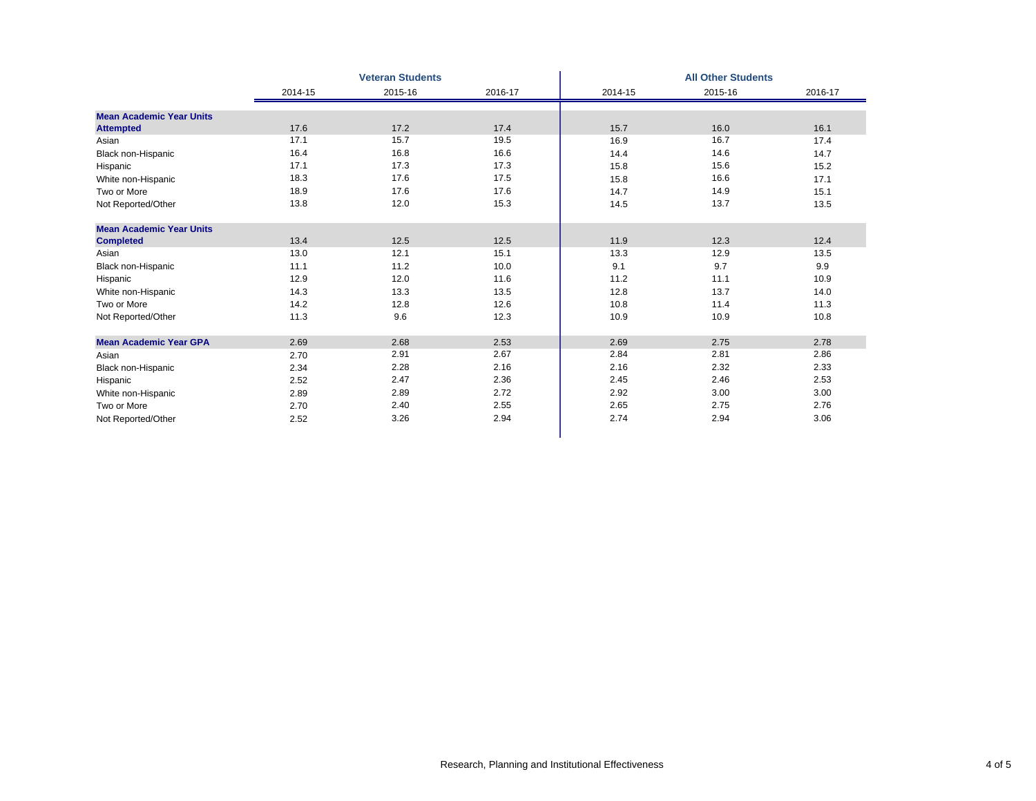| | Veteran Students | | | All Other Students | | |
|---|---|---|---|---|---|---|
| | 2014-15 | 2015-16 | 2016-17 | 2014-15 | 2015-16 | 2016-17 |
| **Mean Academic Year Units Attempted** | 17.6 | 17.2 | 17.4 | 15.7 | 16.0 | 16.1 |
| Asian | 17.1 | 15.7 | 19.5 | 16.9 | 16.7 | 17.4 |
| Black non-Hispanic | 16.4 | 16.8 | 16.6 | 14.4 | 14.6 | 14.7 |
| Hispanic | 17.1 | 17.3 | 17.3 | 15.8 | 15.6 | 15.2 |
| White non-Hispanic | 18.3 | 17.6 | 17.5 | 15.8 | 16.6 | 17.1 |
| Two or More | 18.9 | 17.6 | 17.6 | 14.7 | 14.9 | 15.1 |
| Not Reported/Other | 13.8 | 12.0 | 15.3 | 14.5 | 13.7 | 13.5 |
| **Mean Academic Year Units Completed** | 13.4 | 12.5 | 12.5 | 11.9 | 12.3 | 12.4 |
| Asian | 13.0 | 12.1 | 15.1 | 13.3 | 12.9 | 13.5 |
| Black non-Hispanic | 11.1 | 11.2 | 10.0 | 9.1 | 9.7 | 9.9 |
| Hispanic | 12.9 | 12.0 | 11.6 | 11.2 | 11.1 | 10.9 |
| White non-Hispanic | 14.3 | 13.3 | 13.5 | 12.8 | 13.7 | 14.0 |
| Two or More | 14.2 | 12.8 | 12.6 | 10.8 | 11.4 | 11.3 |
| Not Reported/Other | 11.3 | 9.6 | 12.3 | 10.9 | 10.9 | 10.8 |
| **Mean Academic Year GPA** | 2.69 | 2.68 | 2.53 | 2.69 | 2.75 | 2.78 |
| Asian | 2.70 | 2.91 | 2.67 | 2.84 | 2.81 | 2.86 |
| Black non-Hispanic | 2.34 | 2.28 | 2.16 | 2.16 | 2.32 | 2.33 |
| Hispanic | 2.52 | 2.47 | 2.36 | 2.45 | 2.46 | 2.53 |
| White non-Hispanic | 2.89 | 2.89 | 2.72 | 2.92 | 3.00 | 3.00 |
| Two or More | 2.70 | 2.40 | 2.55 | 2.65 | 2.75 | 2.76 |
| Not Reported/Other | 2.52 | 3.26 | 2.94 | 2.74 | 2.94 | 3.06 |

Research, Planning and Institutional Effectiveness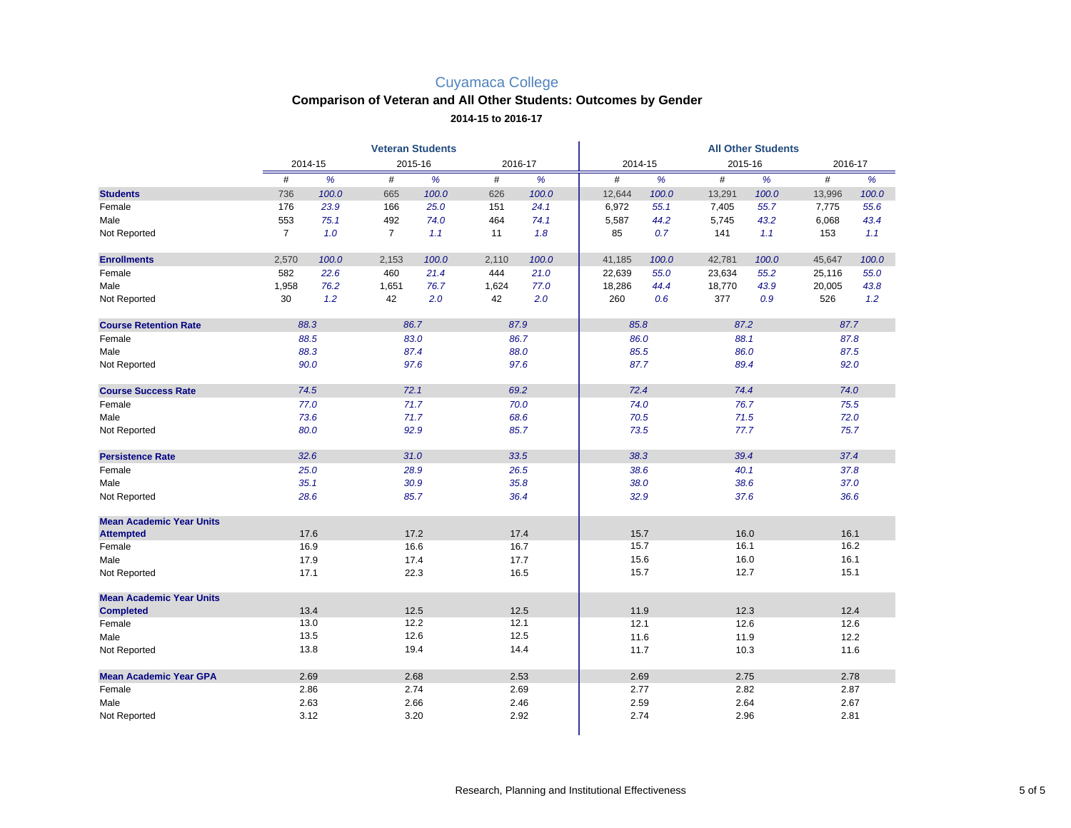# Cuyamaca College

## Comparison of Veteran and All Other Students: Outcomes by Gender

### 2014-15 to 2016-17

| | Veteran Students | | | | | | All Other Students | | | | | |
|---|---|---|---|---|---|---|---|---|---|---|---|---|
| | 2014-15 | | 2015-16 | | 2016-17 | | 2014-15 | | 2015-16 | | 2016-17 | |
| | # | % | # | % | # | % | # | % | # | % | # | % |
| **Students** | 736 | *100.0* | 665 | *100.0* | 626 | *100.0* | 12,644 | *100.0* | 13,291 | *100.0* | 13,996 | *100.0* |
| Female | 176 | *23.9* | 166 | *25.0* | 151 | *24.1* | 6,972 | *55.1* | 7,405 | *55.7* | 7,775 | *55.6* |
| Male | 553 | *75.1* | 492 | *74.0* | 464 | *74.1* | 5,587 | *44.2* | 5,745 | *43.2* | 6,068 | *43.4* |
| Not Reported | 7 | *1.0* | 7 | *1.1* | 11 | *1.8* | 85 | *0.7* | 141 | *1.1* | 153 | *1.1* |
| **Enrollments** | 2,570 | *100.0* | 2,153 | *100.0* | 2,110 | *100.0* | 41,185 | *100.0* | 42,781 | *100.0* | 45,647 | *100.0* |
| Female | 582 | *22.6* | 460 | *21.4* | 444 | *21.0* | 22,639 | *55.0* | 23,634 | *55.2* | 25,116 | *55.0* |
| Male | 1,958 | *76.2* | 1,651 | *76.7* | 1,624 | *77.0* | 18,286 | *44.4* | 18,770 | *43.9* | 20,005 | *43.8* |
| Not Reported | 30 | *1.2* | 42 | *2.0* | 42 | *2.0* | 260 | *0.6* | 377 | *0.9* | 526 | *1.2* |
| **Course Retention Rate** | *88.3* | | *86.7* | | *87.9* | | *85.8* | | *87.2* | | *87.7* | |
| Female | *88.5* | | *83.0* | | *86.7* | | *86.0* | | *88.1* | | *87.8* | |
| Male | *88.3* | | *87.4* | | *88.0* | | *85.5* | | *86.0* | | *87.5* | |
| Not Reported | *90.0* | | *97.6* | | *97.6* | | *87.7* | | *89.4* | | *92.0* | |
| **Course Success Rate** | *74.5* | | *72.1* | | *69.2* | | *72.4* | | *74.4* | | *74.0* | |
| Female | *77.0* | | *71.7* | | *70.0* | | *74.0* | | *76.7* | | *75.5* | |
| Male | *73.6* | | *71.7* | | *68.6* | | *70.5* | | *71.5* | | *72.0* | |
| Not Reported | *80.0* | | *92.9* | | *85.7* | | *73.5* | | *77.7* | | *75.7* | |
| **Persistence Rate** | *32.6* | | *31.0* | | *33.5* | | *38.3* | | *39.4* | | *37.4* | |
| Female | *25.0* | | *28.9* | | *26.5* | | *38.6* | | *40.1* | | *37.8* | |
| Male | *35.1* | | *30.9* | | *35.8* | | *38.0* | | *38.6* | | *37.0* | |
| Not Reported | *28.6* | | *85.7* | | *36.4* | | *32.9* | | *37.6* | | *36.6* | |
| **Mean Academic Year Units Attempted** | 17.6 | | 17.2 | | 17.4 | | 15.7 | | 16.0 | | 16.1 | |
| Female | 16.9 | | 16.6 | | 16.7 | | 15.7 | | 16.1 | | 16.2 | |
| Male | 17.9 | | 17.4 | | 17.7 | | 15.6 | | 16.0 | | 16.1 | |
| Not Reported | 17.1 | | 22.3 | | 16.5 | | 15.7 | | 12.7 | | 15.1 | |
| **Mean Academic Year Units Completed** | 13.4 | | 12.5 | | 12.5 | | 11.9 | | 12.3 | | 12.4 | |
| Female | 13.0 | | 12.2 | | 12.1 | | 12.1 | | 12.6 | | 12.6 | |
| Male | 13.5 | | 12.6 | | 12.5 | | 11.6 | | 11.9 | | 12.2 | |
| Not Reported | 13.8 | | 19.4 | | 14.4 | | 11.7 | | 10.3 | | 11.6 | |
| **Mean Academic Year GPA** | 2.69 | | 2.68 | | 2.53 | | 2.69 | | 2.75 | | 2.78 | |
| Female | 2.86 | | 2.74 | | 2.69 | | 2.77 | | 2.82 | | 2.87 | |
| Male | 2.63 | | 2.66 | | 2.46 | | 2.59 | | 2.64 | | 2.67 | |
| Not Reported | 3.12 | | 3.20 | | 2.92 | | 2.74 | | 2.96 | | 2.81 | |

Research, Planning and Institutional Effectiveness